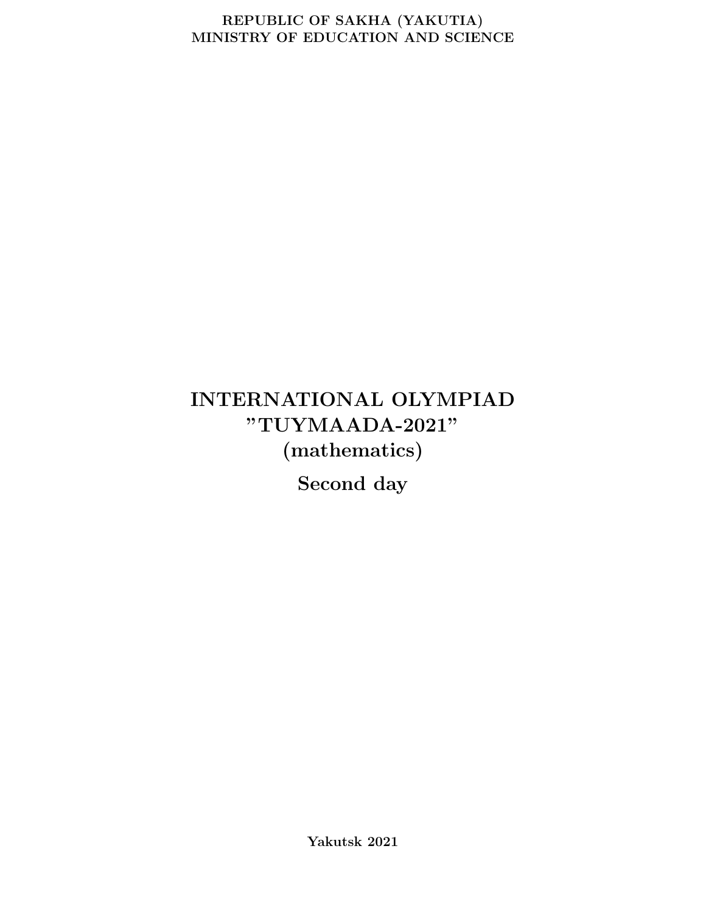REPUBLIC OF SAKHA (YAKUTIA)
MINISTRY OF EDUCATION AND SCIENCE

# INTERNATIONAL OLYMPIAD "TUYMAADA-2021" (mathematics)

## Second day

**Yakutsk 2021**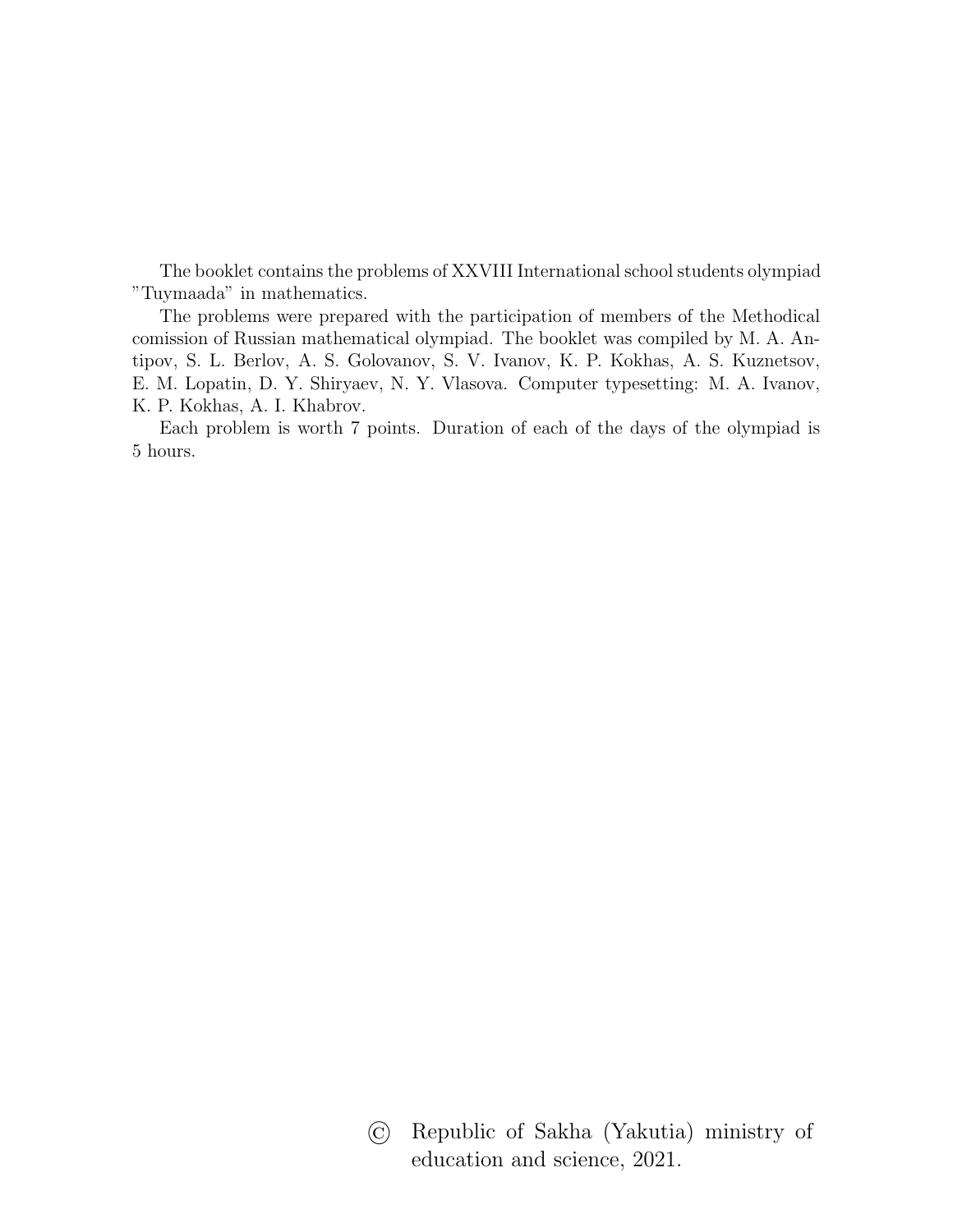The booklet contains the problems of XXVIII International school students olympiad "Tuymaada" in mathematics.

The problems were prepared with the participation of members of the Methodical comission of Russian mathematical olympiad. The booklet was compiled by M. A. Antipov, S. L. Berlov, A. S. Golovanov, S. V. Ivanov, K. P. Kokhas, A. S. Kuznetsov, E. M. Lopatin, D. Y. Shiryaev, N. Y. Vlasova. Computer typesetting: M. A. Ivanov, K. P. Kokhas, A. I. Khabrov.

Each problem is worth 7 points. Duration of each of the days of the olympiad is 5 hours.

© Republic of Sakha (Yakutia) ministry of education and science, 2021.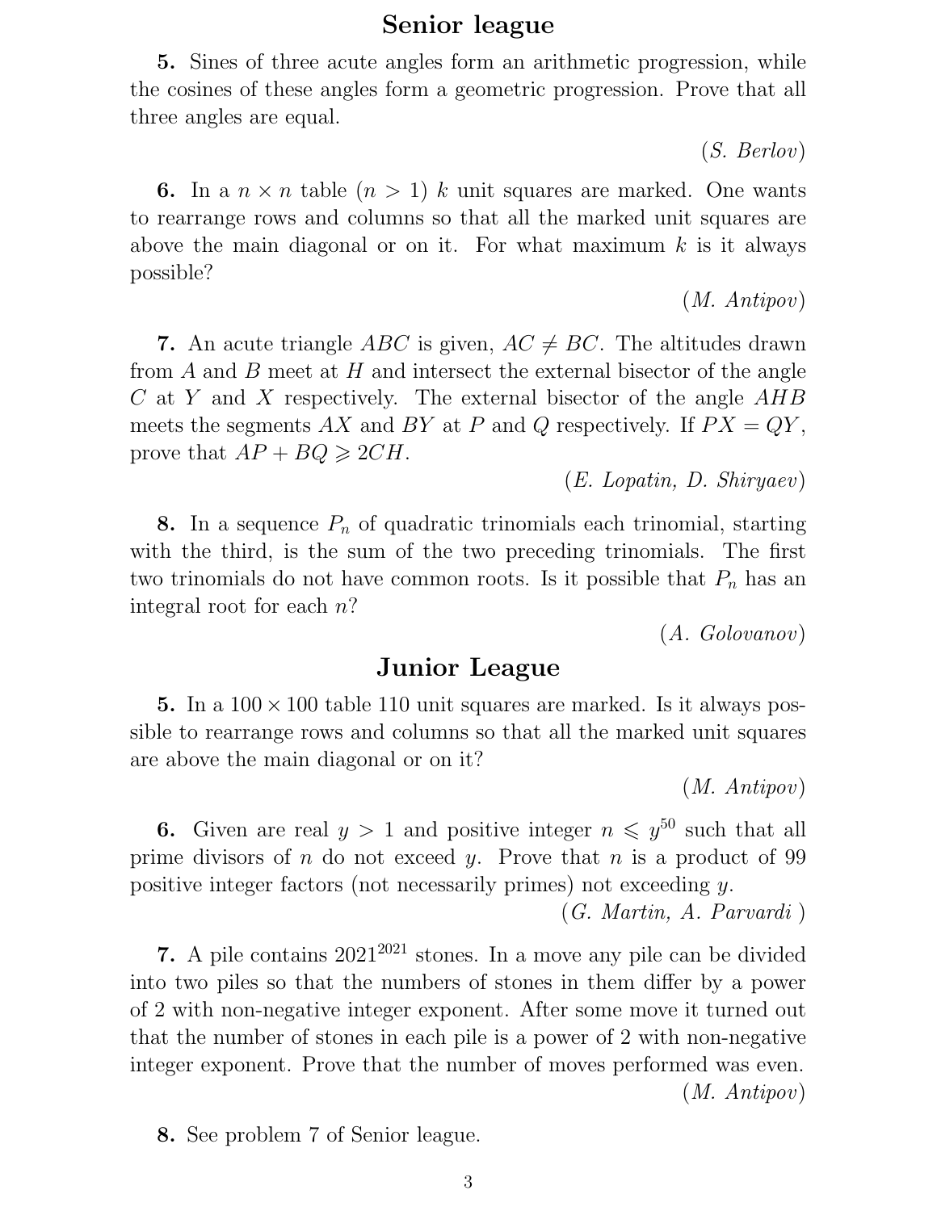## Senior league

**5.** Sines of three acute angles form an arithmetic progression, while the cosines of these angles form a geometric progression. Prove that all three angles are equal.

*(S. Berlov)*

**6.** In a $n \times n$ table ($n > 1$) $k$ unit squares are marked. One wants to rearrange rows and columns so that all the marked unit squares are above the main diagonal or on it. For what maximum $k$ is it always possible?

*(M. Antipov)*

**7.** An acute triangle $ABC$ is given, $AC \neq BC$. The altitudes drawn from $A$ and $B$ meet at $H$ and intersect the external bisector of the angle $C$ at $Y$ and $X$ respectively. The external bisector of the angle $AHB$ meets the segments $AX$ and $BY$ at $P$ and $Q$ respectively. If $PX = QY$, prove that $AP + BQ \geqslant 2CH$.

*(E. Lopatin, D. Shiryaev)*

**8.** In a sequence $P_n$ of quadratic trinomials each trinomial, starting with the third, is the sum of the two preceding trinomials. The first two trinomials do not have common roots. Is it possible that $P_n$ has an integral root for each $n$?

*(A. Golovanov)*

## Junior League

**5.** In a $100 \times 100$ table 110 unit squares are marked. Is it always possible to rearrange rows and columns so that all the marked unit squares are above the main diagonal or on it?

*(M. Antipov)*

**6.** Given are real $y > 1$ and positive integer $n \leqslant y^{50}$ such that all prime divisors of $n$ do not exceed $y$. Prove that $n$ is a product of 99 positive integer factors (not necessarily primes) not exceeding $y$.

*(G. Martin, A. Parvardi )*

**7.** A pile contains $2021^{2021}$ stones. In a move any pile can be divided into two piles so that the numbers of stones in them differ by a power of 2 with non-negative integer exponent. After some move it turned out that the number of stones in each pile is a power of 2 with non-negative integer exponent. Prove that the number of moves performed was even.

*(M. Antipov)*

**8.** See problem 7 of Senior league.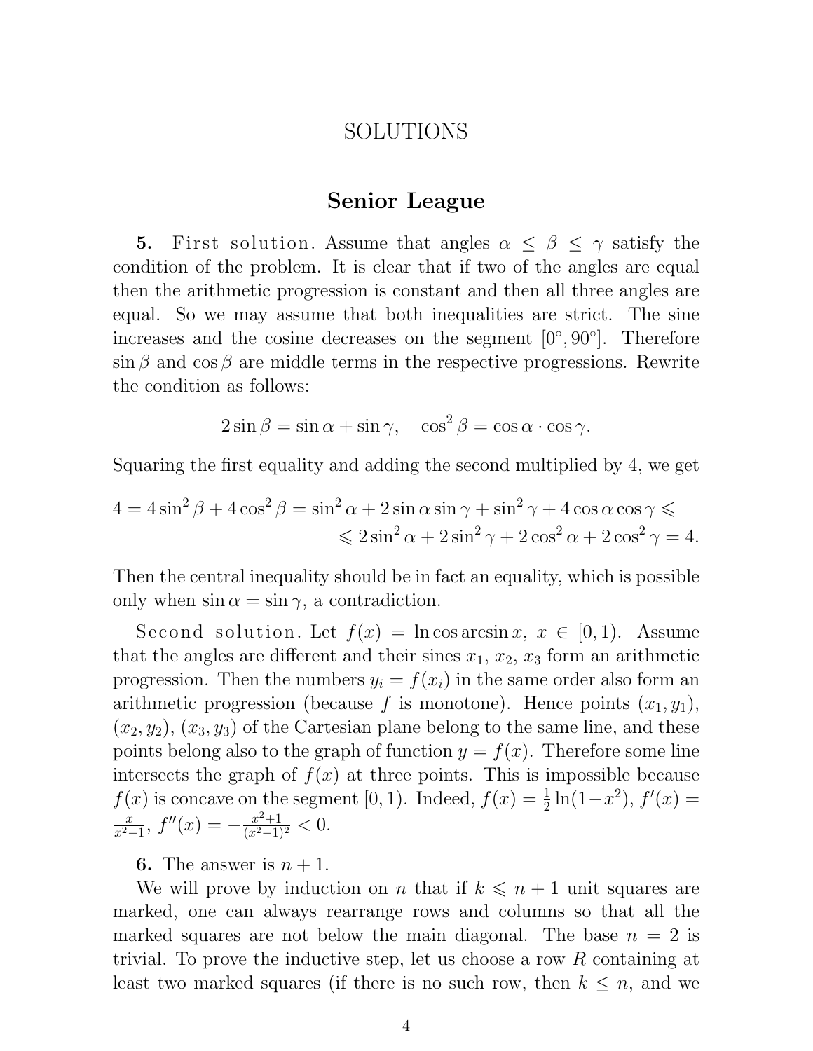# SOLUTIONS

## Senior League

**5.** *First solution.* Assume that angles $\alpha \le \beta \le \gamma$ satisfy the condition of the problem. It is clear that if two of the angles are equal then the arithmetic progression is constant and then all three angles are equal. So we may assume that both inequalities are strict. The sine increases and the cosine decreases on the segment $[0°, 90°]$. Therefore $\sin\beta$ and $\cos\beta$ are middle terms in the respective progressions. Rewrite the condition as follows:

$$2\sin\beta = \sin\alpha + \sin\gamma, \quad \cos^2\beta = \cos\alpha \cdot \cos\gamma.$$

Squaring the first equality and adding the second multiplied by 4, we get

$$4 = 4\sin^2\beta + 4\cos^2\beta = \sin^2\alpha + 2\sin\alpha\sin\gamma + \sin^2\gamma + 4\cos\alpha\cos\gamma \leqslant$$
$$\leqslant 2\sin^2\alpha + 2\sin^2\gamma + 2\cos^2\alpha + 2\cos^2\gamma = 4.$$

Then the central inequality should be in fact an equality, which is possible only when $\sin\alpha = \sin\gamma$, a contradiction.

*Second solution.* Let $f(x) = \ln\cos\arcsin x$, $x \in [0, 1)$. Assume that the angles are different and their sines $x_1$, $x_2$, $x_3$ form an arithmetic progression. Then the numbers $y_i = f(x_i)$ in the same order also form an arithmetic progression (because $f$ is monotone). Hence points $(x_1, y_1)$, $(x_2, y_2)$, $(x_3, y_3)$ of the Cartesian plane belong to the same line, and these points belong also to the graph of function $y = f(x)$. Therefore some line intersects the graph of $f(x)$ at three points. This is impossible because $f(x)$ is concave on the segment $[0, 1)$. Indeed, $f(x) = \frac{1}{2}\ln(1-x^2)$, $f'(x) = \frac{x}{x^2-1}$, $f''(x) = -\frac{x^2+1}{(x^2-1)^2} < 0$.

**6.** The answer is $n + 1$.

We will prove by induction on $n$ that if $k \leqslant n + 1$ unit squares are marked, one can always rearrange rows and columns so that all the marked squares are not below the main diagonal. The base $n = 2$ is trivial. To prove the inductive step, let us choose a row $R$ containing at least two marked squares (if there is no such row, then $k \le n$, and we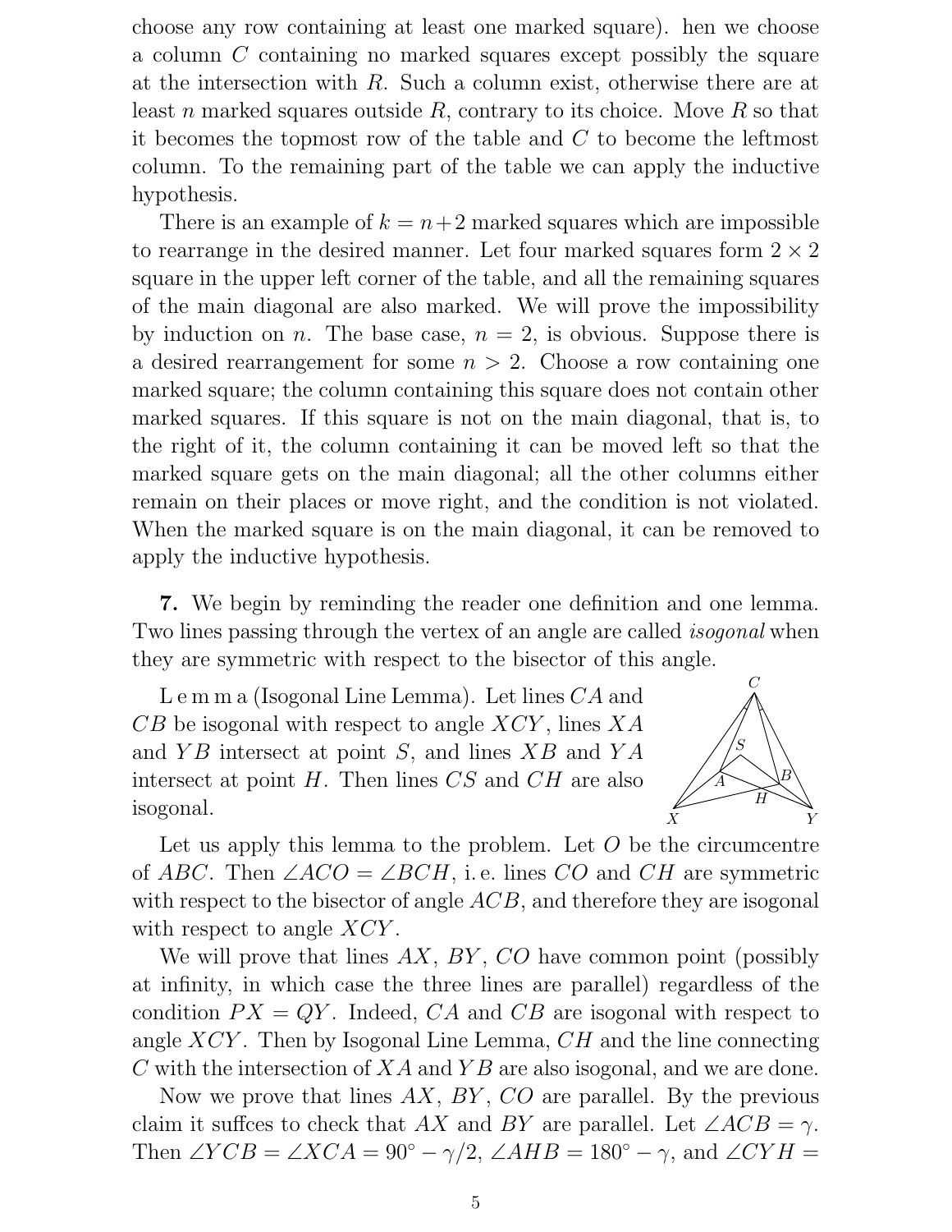choose any row containing at least one marked square). hen we choose a column $C$ containing no marked squares except possibly the square at the intersection with $R$. Such a column exist, otherwise there are at least $n$ marked squares outside $R$, contrary to its choice. Move $R$ so that it becomes the topmost row of the table and $C$ to become the leftmost column. To the remaining part of the table we can apply the inductive hypothesis.

There is an example of $k = n+2$ marked squares which are impossible to rearrange in the desired manner. Let four marked squares form $2 \times 2$ square in the upper left corner of the table, and all the remaining squares of the main diagonal are also marked. We will prove the impossibility by induction on $n$. The base case, $n = 2$, is obvious. Suppose there is a desired rearrangement for some $n > 2$. Choose a row containing one marked square; the column containing this square does not contain other marked squares. If this square is not on the main diagonal, that is, to the right of it, the column containing it can be moved left so that the marked square gets on the main diagonal; all the other columns either remain on their places or move right, and the condition is not violated. When the marked square is on the main diagonal, it can be removed to apply the inductive hypothesis.

**7.** We begin by reminding the reader one definition and one lemma. Two lines passing through the vertex of an angle are called *isogonal* when they are symmetric with respect to the bisector of this angle.

Lemma (Isogonal Line Lemma). Let lines $CA$ and $CB$ be isogonal with respect to angle $XCY$, lines $XA$ and $YB$ intersect at point $S$, and lines $XB$ and $YA$ intersect at point $H$. Then lines $CS$ and $CH$ are also isogonal.

Let us apply this lemma to the problem. Let $O$ be the circumcentre of $ABC$. Then $\angle ACO = \angle BCH$, i. e. lines $CO$ and $CH$ are symmetric with respect to the bisector of angle $ACB$, and therefore they are isogonal with respect to angle $XCY$.

We will prove that lines $AX$, $BY$, $CO$ have common point (possibly at infinity, in which case the three lines are parallel) regardless of the condition $PX = QY$. Indeed, $CA$ and $CB$ are isogonal with respect to angle $XCY$. Then by Isogonal Line Lemma, $CH$ and the line connecting $C$ with the intersection of $XA$ and $YB$ are also isogonal, and we are done.

Now we prove that lines $AX$, $BY$, $CO$ are parallel. By the previous claim it suffces to check that $AX$ and $BY$ are parallel. Let $\angle ACB = \gamma$. Then $\angle YCB = \angle XCA = 90^\circ - \gamma/2$, $\angle AHB = 180^\circ - \gamma$, and $\angle CYH =$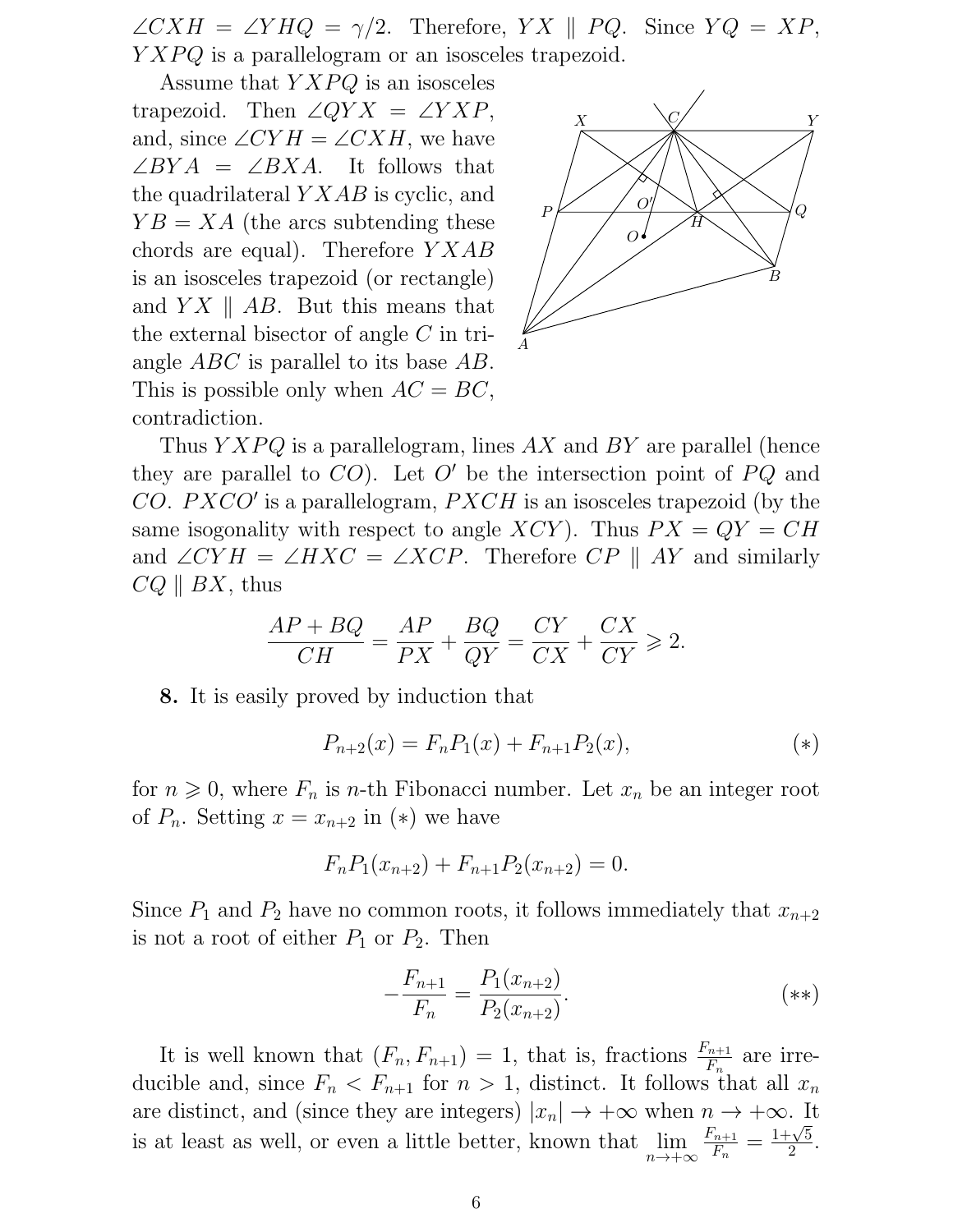$\angle CXH = \angle YHQ = \gamma/2$. Therefore, $YX \parallel PQ$. Since $YQ = XP$, $YXPQ$ is a parallelogram or an isosceles trapezoid.

Assume that $YXPQ$ is an isosceles trapezoid. Then $\angle QYX = \angle YXP$, and, since $\angle CYH = \angle CXH$, we have $\angle BYA = \angle BXA$. It follows that the quadrilateral $YXAB$ is cyclic, and $YB = XA$ (the arcs subtending these chords are equal). Therefore $YXAB$ is an isosceles trapezoid (or rectangle) and $YX \parallel AB$. But this means that the external bisector of angle $C$ in triangle $ABC$ is parallel to its base $AB$. This is possible only when $AC = BC$, contradiction.

Thus $YXPQ$ is a parallelogram, lines $AX$ and $BY$ are parallel (hence they are parallel to $CO$). Let $O'$ be the intersection point of $PQ$ and $CO$. $PXCO'$ is a parallelogram, $PXCH$ is an isosceles trapezoid (by the same isogonality with respect to angle $XCY$). Thus $PX = QY = CH$ and $\angle CYH = \angle HXC = \angle XCP$. Therefore $CP \parallel AY$ and similarly $CQ \parallel BX$, thus

$$\frac{AP + BQ}{CH} = \frac{AP}{PX} + \frac{BQ}{QY} = \frac{CY}{CX} + \frac{CX}{CY} \geqslant 2.$$

**8.** It is easily proved by induction that

$$P_{n+2}(x) = F_n P_1(x) + F_{n+1} P_2(x), \qquad (*)$$

for $n \geqslant 0$, where $F_n$ is $n$-th Fibonacci number. Let $x_n$ be an integer root of $P_n$. Setting $x = x_{n+2}$ in $(*)$ we have

$$F_n P_1(x_{n+2}) + F_{n+1} P_2(x_{n+2}) = 0.$$

Since $P_1$ and $P_2$ have no common roots, it follows immediately that $x_{n+2}$ is not a root of either $P_1$ or $P_2$. Then

$$-\frac{F_{n+1}}{F_n} = \frac{P_1(x_{n+2})}{P_2(x_{n+2})}. \qquad (**)$$

It is well known that $(F_n, F_{n+1}) = 1$, that is, fractions $\frac{F_{n+1}}{F_n}$ are irreducible and, since $F_n < F_{n+1}$ for $n > 1$, distinct. It follows that all $x_n$ are distinct, and (since they are integers) $|x_n| \to +\infty$ when $n \to +\infty$. It is at least as well, or even a little better, known that $\lim\limits_{n\to+\infty} \frac{F_{n+1}}{F_n} = \frac{1+\sqrt{5}}{2}$.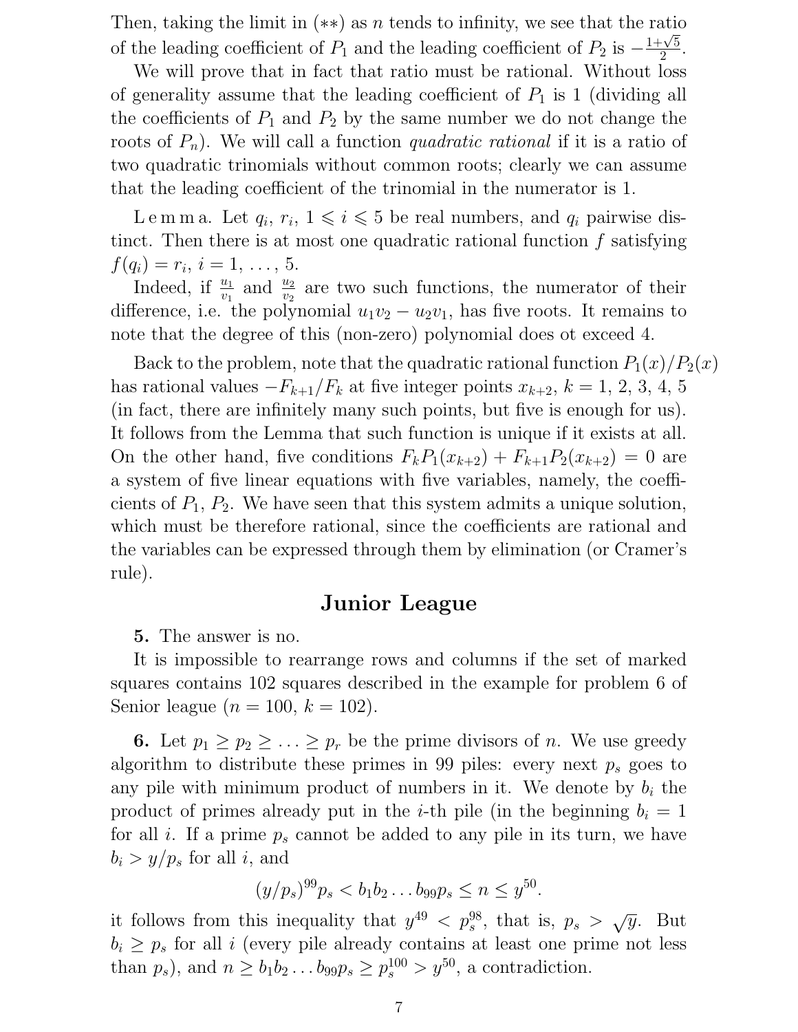Then, taking the limit in (**) as $n$ tends to infinity, we see that the ratio of the leading coefficient of $P_1$ and the leading coefficient of $P_2$ is $-\frac{1+\sqrt{5}}{2}$.

We will prove that in fact that ratio must be rational. Without loss of generality assume that the leading coefficient of $P_1$ is 1 (dividing all the coefficients of $P_1$ and $P_2$ by the same number we do not change the roots of $P_n$). We will call a function *quadratic rational* if it is a ratio of two quadratic trinomials without common roots; clearly we can assume that the leading coefficient of the trinomial in the numerator is 1.

L e m m a. Let $q_i$, $r_i$, $1 \leqslant i \leqslant 5$ be real numbers, and $q_i$ pairwise distinct. Then there is at most one quadratic rational function $f$ satisfying $f(q_i) = r_i$, $i = 1, \ldots, 5$.

Indeed, if $\frac{u_1}{v_1}$ and $\frac{u_2}{v_2}$ are two such functions, the numerator of their difference, i.e. the polynomial $u_1v_2 - u_2v_1$, has five roots. It remains to note that the degree of this (non-zero) polynomial does ot exceed 4.

Back to the problem, note that the quadratic rational function $P_1(x)/P_2(x)$ has rational values $-F_{k+1}/F_k$ at five integer points $x_{k+2}$, $k = 1, 2, 3, 4, 5$ (in fact, there are infinitely many such points, but five is enough for us). It follows from the Lemma that such function is unique if it exists at all. On the other hand, five conditions $F_kP_1(x_{k+2}) + F_{k+1}P_2(x_{k+2}) = 0$ are a system of five linear equations with five variables, namely, the coefficients of $P_1$, $P_2$. We have seen that this system admits a unique solution, which must be therefore rational, since the coefficients are rational and the variables can be expressed through them by elimination (or Cramer's rule).

## Junior League

**5.** The answer is no.

It is impossible to rearrange rows and columns if the set of marked squares contains 102 squares described in the example for problem 6 of Senior league ($n = 100$, $k = 102$).

**6.** Let $p_1 \geq p_2 \geq \ldots \geq p_r$ be the prime divisors of $n$. We use greedy algorithm to distribute these primes in 99 piles: every next $p_s$ goes to any pile with minimum product of numbers in it. We denote by $b_i$ the product of primes already put in the $i$-th pile (in the beginning $b_i = 1$ for all $i$. If a prime $p_s$ cannot be added to any pile in its turn, we have $b_i > y/p_s$ for all $i$, and

$$(y/p_s)^{99} p_s < b_1 b_2 \ldots b_{99} p_s \leq n \leq y^{50}.$$

it follows from this inequality that $y^{49} < p_s^{98}$, that is, $p_s > \sqrt{y}$. But $b_i \geq p_s$ for all $i$ (every pile already contains at least one prime not less than $p_s$), and $n \geq b_1 b_2 \ldots b_{99} p_s \geq p_s^{100} > y^{50}$, a contradiction.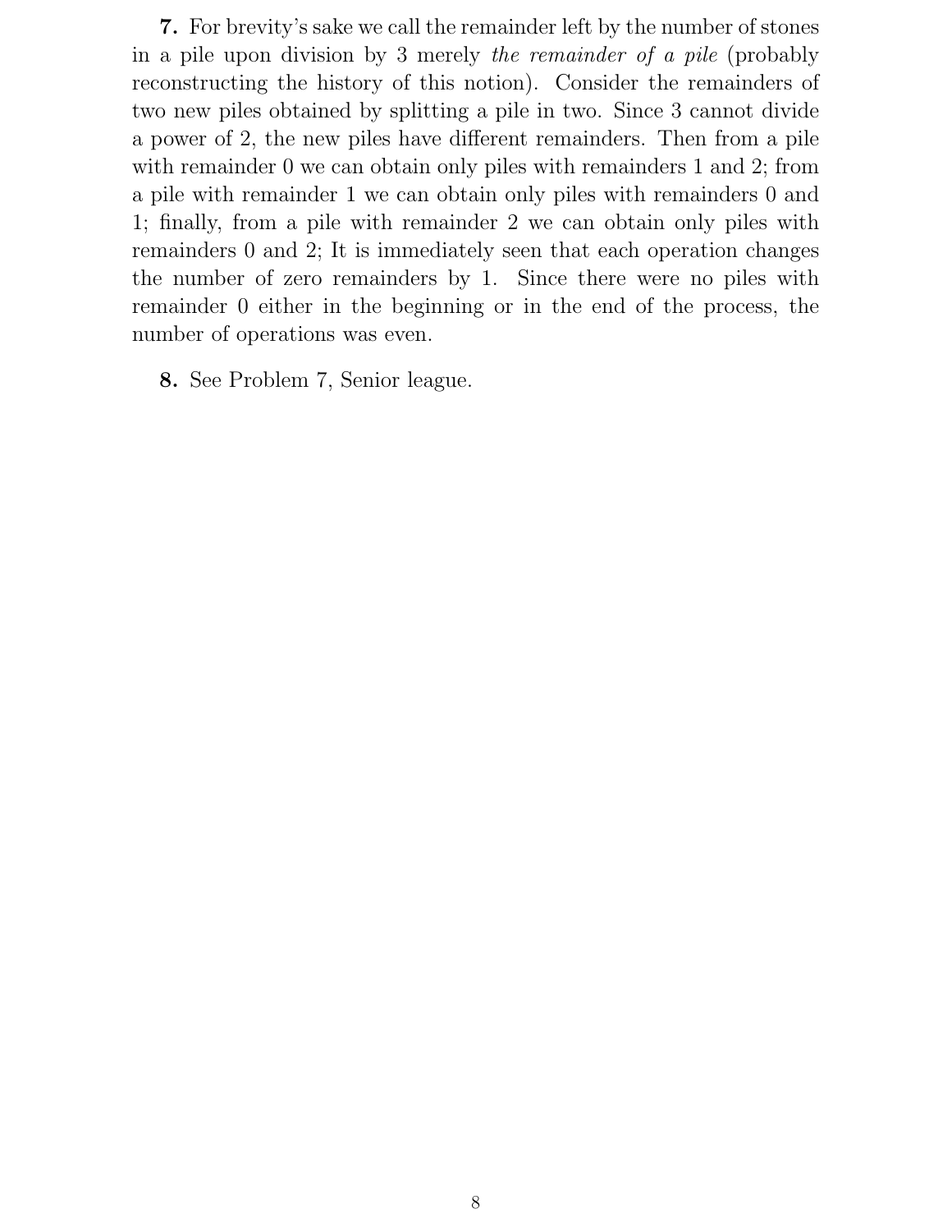**7.** For brevity's sake we call the remainder left by the number of stones in a pile upon division by 3 merely *the remainder of a pile* (probably reconstructing the history of this notion). Consider the remainders of two new piles obtained by splitting a pile in two. Since 3 cannot divide a power of 2, the new piles have different remainders. Then from a pile with remainder 0 we can obtain only piles with remainders 1 and 2; from a pile with remainder 1 we can obtain only piles with remainders 0 and 1; finally, from a pile with remainder 2 we can obtain only piles with remainders 0 and 2; It is immediately seen that each operation changes the number of zero remainders by 1. Since there were no piles with remainder 0 either in the beginning or in the end of the process, the number of operations was even.

**8.** See Problem 7, Senior league.